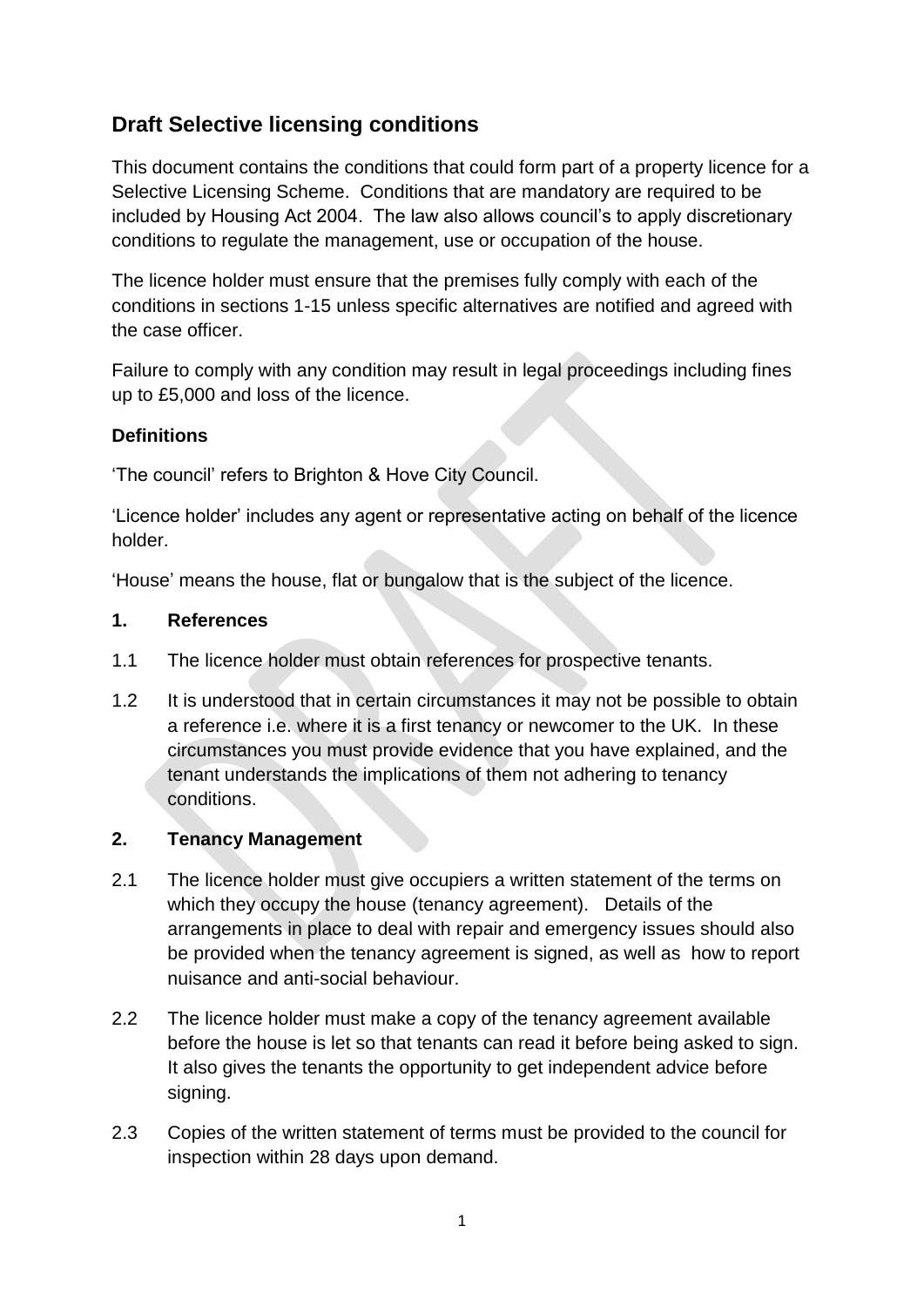# Draft Selective licensing conditions

This document contains the conditions that could form part of a property licence for a Selective Licensing Scheme. Conditions that are mandatory are required to be included by Housing Act 2004. The law also allows council's to apply discretionary conditions to regulate the management, use or occupation of the house.

The licence holder must ensure that the premises fully comply with each of the conditions in sections 1-15 unless specific alternatives are notified and agreed with the case officer.

Failure to comply with any condition may result in legal proceedings including fines up to £5,000 and loss of the licence.

**Definitions**

'The council' refers to Brighton & Hove City Council.

'Licence holder' includes any agent or representative acting on behalf of the licence holder.

'House' means the house, flat or bungalow that is the subject of the licence.

## 1. References

1.1 The licence holder must obtain references for prospective tenants.

1.2 It is understood that in certain circumstances it may not be possible to obtain a reference i.e. where it is a first tenancy or newcomer to the UK. In these circumstances you must provide evidence that you have explained, and the tenant understands the implications of them not adhering to tenancy conditions.

## 2. Tenancy Management

2.1 The licence holder must give occupiers a written statement of the terms on which they occupy the house (tenancy agreement). Details of the arrangements in place to deal with repair and emergency issues should also be provided when the tenancy agreement is signed, as well as how to report nuisance and anti-social behaviour.

2.2 The licence holder must make a copy of the tenancy agreement available before the house is let so that tenants can read it before being asked to sign. It also gives the tenants the opportunity to get independent advice before signing.

2.3 Copies of the written statement of terms must be provided to the council for inspection within 28 days upon demand.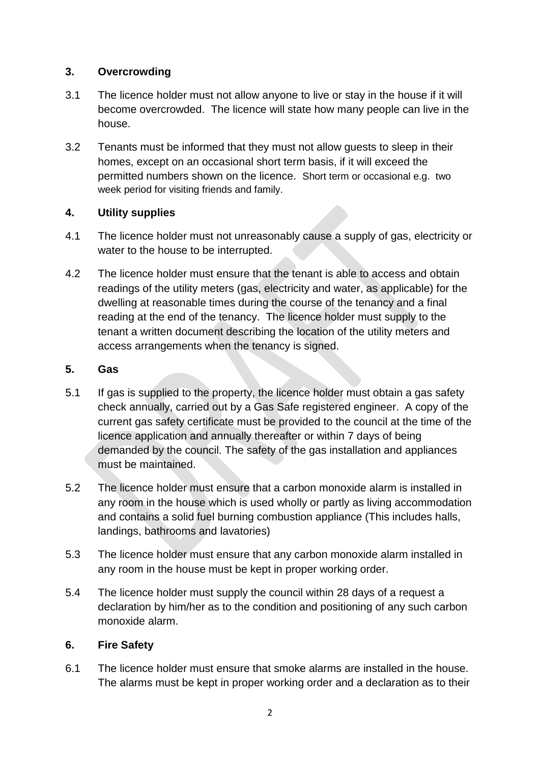## 3. Overcrowding

3.1 The licence holder must not allow anyone to live or stay in the house if it will become overcrowded. The licence will state how many people can live in the house.

3.2 Tenants must be informed that they must not allow guests to sleep in their homes, except on an occasional short term basis, if it will exceed the permitted numbers shown on the licence. Short term or occasional e.g. two week period for visiting friends and family.

## 4. Utility supplies

4.1 The licence holder must not unreasonably cause a supply of gas, electricity or water to the house to be interrupted.

4.2 The licence holder must ensure that the tenant is able to access and obtain readings of the utility meters (gas, electricity and water, as applicable) for the dwelling at reasonable times during the course of the tenancy and a final reading at the end of the tenancy. The licence holder must supply to the tenant a written document describing the location of the utility meters and access arrangements when the tenancy is signed.

## 5. Gas

5.1 If gas is supplied to the property, the licence holder must obtain a gas safety check annually, carried out by a Gas Safe registered engineer. A copy of the current gas safety certificate must be provided to the council at the time of the licence application and annually thereafter or within 7 days of being demanded by the council. The safety of the gas installation and appliances must be maintained.

5.2 The licence holder must ensure that a carbon monoxide alarm is installed in any room in the house which is used wholly or partly as living accommodation and contains a solid fuel burning combustion appliance (This includes halls, landings, bathrooms and lavatories)

5.3 The licence holder must ensure that any carbon monoxide alarm installed in any room in the house must be kept in proper working order.

5.4 The licence holder must supply the council within 28 days of a request a declaration by him/her as to the condition and positioning of any such carbon monoxide alarm.

## 6. Fire Safety

6.1 The licence holder must ensure that smoke alarms are installed in the house. The alarms must be kept in proper working order and a declaration as to their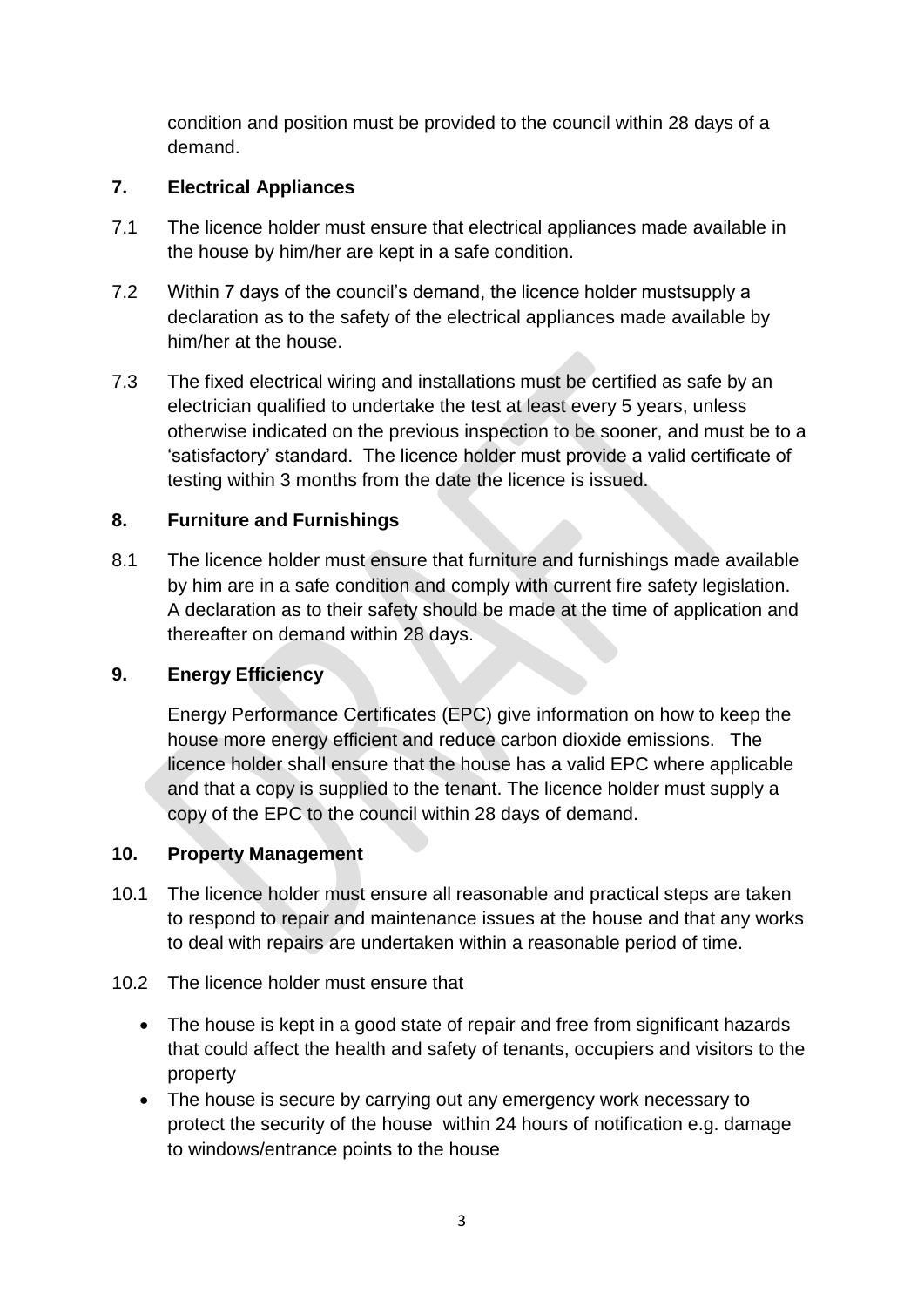condition and position must be provided to the council within 28 days of a demand.

## 7. Electrical Appliances

7.1 The licence holder must ensure that electrical appliances made available in the house by him/her are kept in a safe condition.

7.2 Within 7 days of the council's demand, the licence holder mustsupply a declaration as to the safety of the electrical appliances made available by him/her at the house.

7.3 The fixed electrical wiring and installations must be certified as safe by an electrician qualified to undertake the test at least every 5 years, unless otherwise indicated on the previous inspection to be sooner, and must be to a 'satisfactory' standard. The licence holder must provide a valid certificate of testing within 3 months from the date the licence is issued.

## 8. Furniture and Furnishings

8.1 The licence holder must ensure that furniture and furnishings made available by him are in a safe condition and comply with current fire safety legislation. A declaration as to their safety should be made at the time of application and thereafter on demand within 28 days.

## 9. Energy Efficiency

Energy Performance Certificates (EPC) give information on how to keep the house more energy efficient and reduce carbon dioxide emissions. The licence holder shall ensure that the house has a valid EPC where applicable and that a copy is supplied to the tenant. The licence holder must supply a copy of the EPC to the council within 28 days of demand.

## 10. Property Management

10.1 The licence holder must ensure all reasonable and practical steps are taken to respond to repair and maintenance issues at the house and that any works to deal with repairs are undertaken within a reasonable period of time.

10.2 The licence holder must ensure that

- The house is kept in a good state of repair and free from significant hazards that could affect the health and safety of tenants, occupiers and visitors to the property
- The house is secure by carrying out any emergency work necessary to protect the security of the house within 24 hours of notification e.g. damage to windows/entrance points to the house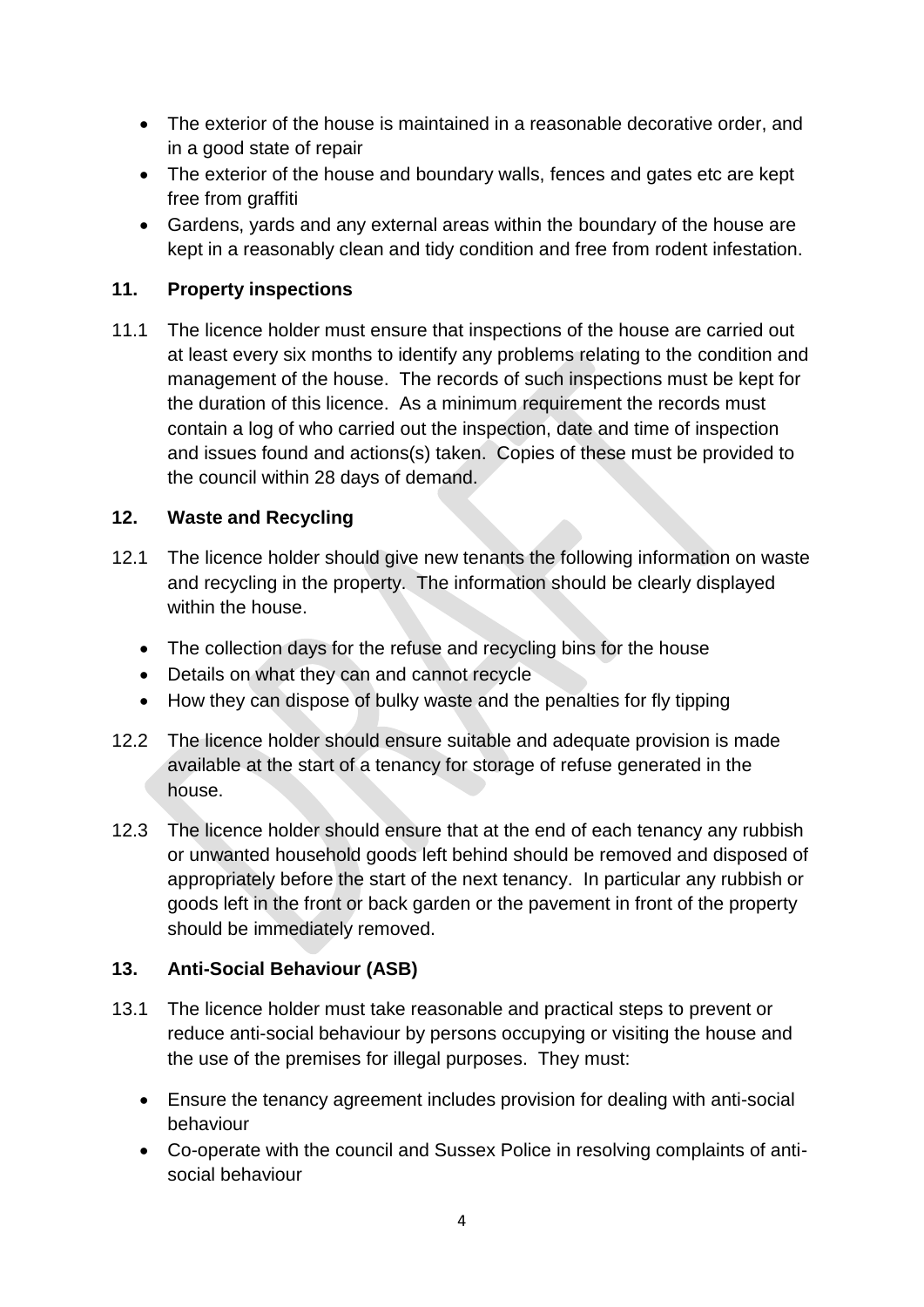- The exterior of the house is maintained in a reasonable decorative order, and in a good state of repair
- The exterior of the house and boundary walls, fences and gates etc are kept free from graffiti
- Gardens, yards and any external areas within the boundary of the house are kept in a reasonably clean and tidy condition and free from rodent infestation.

## 11. Property inspections

11.1 The licence holder must ensure that inspections of the house are carried out at least every six months to identify any problems relating to the condition and management of the house. The records of such inspections must be kept for the duration of this licence. As a minimum requirement the records must contain a log of who carried out the inspection, date and time of inspection and issues found and actions(s) taken. Copies of these must be provided to the council within 28 days of demand.

## 12. Waste and Recycling

12.1 The licence holder should give new tenants the following information on waste and recycling in the property. The information should be clearly displayed within the house.

- The collection days for the refuse and recycling bins for the house
- Details on what they can and cannot recycle
- How they can dispose of bulky waste and the penalties for fly tipping

12.2 The licence holder should ensure suitable and adequate provision is made available at the start of a tenancy for storage of refuse generated in the house.

12.3 The licence holder should ensure that at the end of each tenancy any rubbish or unwanted household goods left behind should be removed and disposed of appropriately before the start of the next tenancy. In particular any rubbish or goods left in the front or back garden or the pavement in front of the property should be immediately removed.

## 13. Anti-Social Behaviour (ASB)

13.1 The licence holder must take reasonable and practical steps to prevent or reduce anti-social behaviour by persons occupying or visiting the house and the use of the premises for illegal purposes. They must:

- Ensure the tenancy agreement includes provision for dealing with anti-social behaviour
- Co-operate with the council and Sussex Police in resolving complaints of anti-social behaviour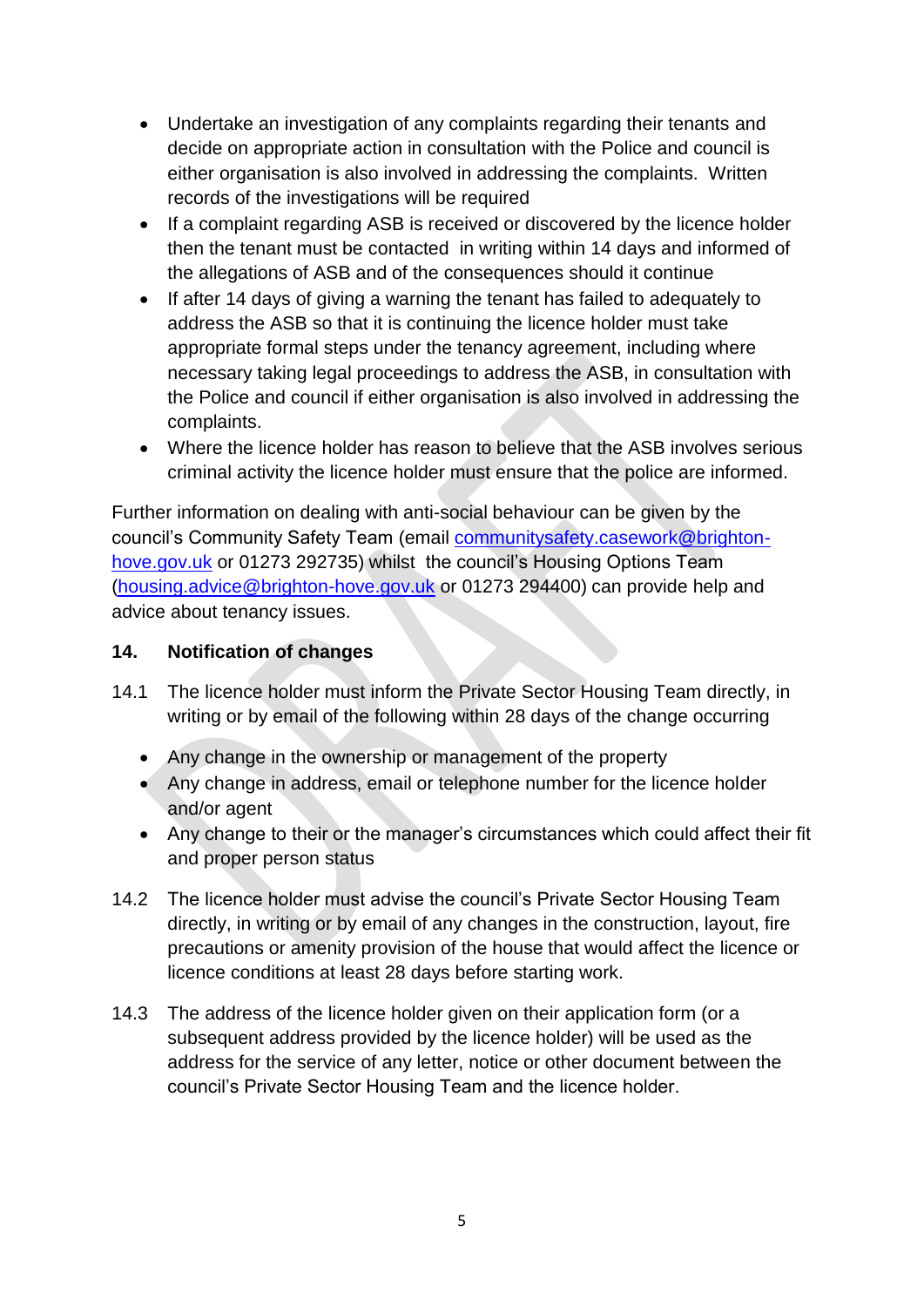- Undertake an investigation of any complaints regarding their tenants and decide on appropriate action in consultation with the Police and council is either organisation is also involved in addressing the complaints. Written records of the investigations will be required
- If a complaint regarding ASB is received or discovered by the licence holder then the tenant must be contacted in writing within 14 days and informed of the allegations of ASB and of the consequences should it continue
- If after 14 days of giving a warning the tenant has failed to adequately to address the ASB so that it is continuing the licence holder must take appropriate formal steps under the tenancy agreement, including where necessary taking legal proceedings to address the ASB, in consultation with the Police and council if either organisation is also involved in addressing the complaints.
- Where the licence holder has reason to believe that the ASB involves serious criminal activity the licence holder must ensure that the police are informed.

Further information on dealing with anti-social behaviour can be given by the council's Community Safety Team (email communitysafety.casework@brighton-hove.gov.uk or 01273 292735) whilst the council's Housing Options Team (housing.advice@brighton-hove.gov.uk or 01273 294400) can provide help and advice about tenancy issues.

## 14. Notification of changes

14.1 The licence holder must inform the Private Sector Housing Team directly, in writing or by email of the following within 28 days of the change occurring

- Any change in the ownership or management of the property
- Any change in address, email or telephone number for the licence holder and/or agent
- Any change to their or the manager's circumstances which could affect their fit and proper person status

14.2 The licence holder must advise the council's Private Sector Housing Team directly, in writing or by email of any changes in the construction, layout, fire precautions or amenity provision of the house that would affect the licence or licence conditions at least 28 days before starting work.

14.3 The address of the licence holder given on their application form (or a subsequent address provided by the licence holder) will be used as the address for the service of any letter, notice or other document between the council's Private Sector Housing Team and the licence holder.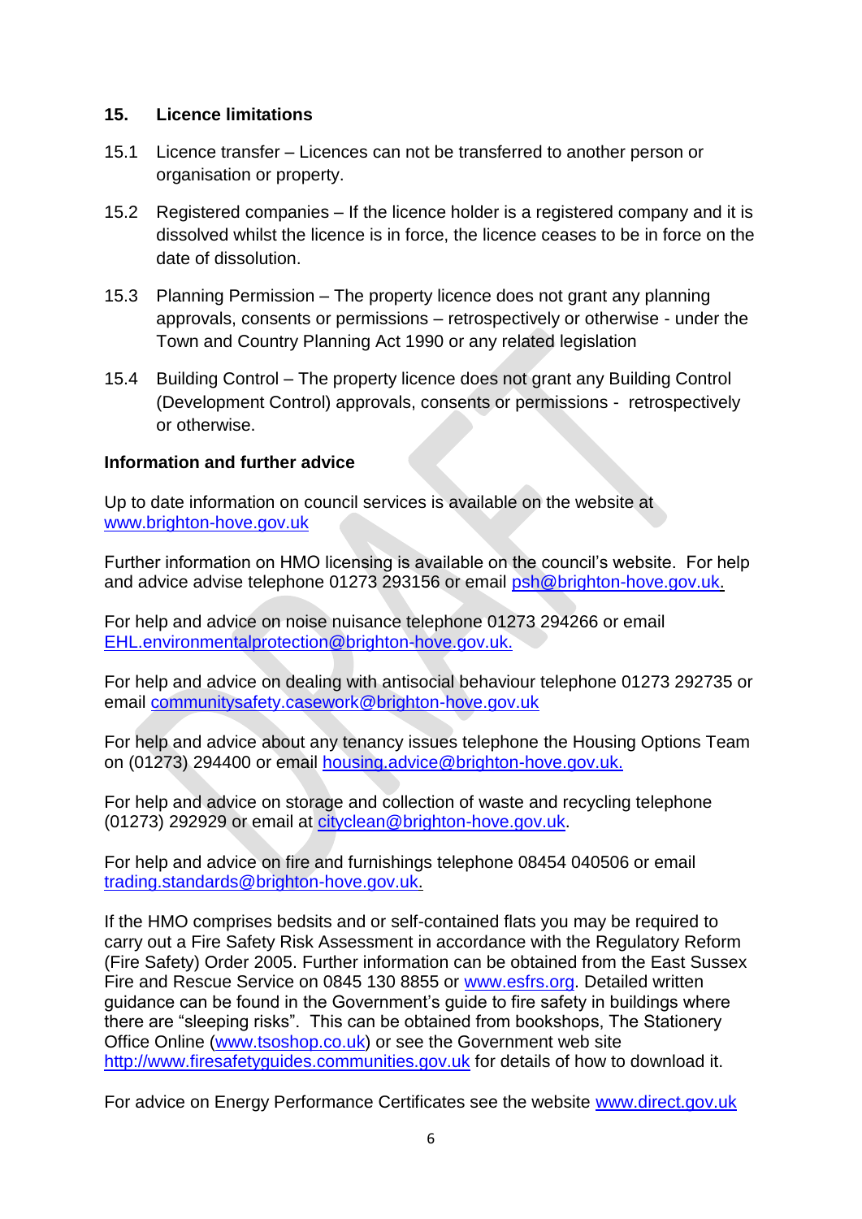## 15. Licence limitations

15.1 Licence transfer – Licences can not be transferred to another person or organisation or property.

15.2 Registered companies – If the licence holder is a registered company and it is dissolved whilst the licence is in force, the licence ceases to be in force on the date of dissolution.

15.3 Planning Permission – The property licence does not grant any planning approvals, consents or permissions – retrospectively or otherwise - under the Town and Country Planning Act 1990 or any related legislation

15.4 Building Control – The property licence does not grant any Building Control (Development Control) approvals, consents or permissions - retrospectively or otherwise.

**Information and further advice**

Up to date information on council services is available on the website at www.brighton-hove.gov.uk

Further information on HMO licensing is available on the council's website. For help and advice advise telephone 01273 293156 or email psh@brighton-hove.gov.uk.

For help and advice on noise nuisance telephone 01273 294266 or email EHL.environmentalprotection@brighton-hove.gov.uk.

For help and advice on dealing with antisocial behaviour telephone 01273 292735 or email communitysafety.casework@brighton-hove.gov.uk

For help and advice about any tenancy issues telephone the Housing Options Team on (01273) 294400 or email housing.advice@brighton-hove.gov.uk.

For help and advice on storage and collection of waste and recycling telephone (01273) 292929 or email at cityclean@brighton-hove.gov.uk.

For help and advice on fire and furnishings telephone 08454 040506 or email trading.standards@brighton-hove.gov.uk.

If the HMO comprises bedsits and or self-contained flats you may be required to carry out a Fire Safety Risk Assessment in accordance with the Regulatory Reform (Fire Safety) Order 2005. Further information can be obtained from the East Sussex Fire and Rescue Service on 0845 130 8855 or www.esfrs.org. Detailed written guidance can be found in the Government's guide to fire safety in buildings where there are "sleeping risks". This can be obtained from bookshops, The Stationery Office Online (www.tsoshop.co.uk) or see the Government web site http://www.firesafetyguides.communities.gov.uk for details of how to download it.

For advice on Energy Performance Certificates see the website www.direct.gov.uk